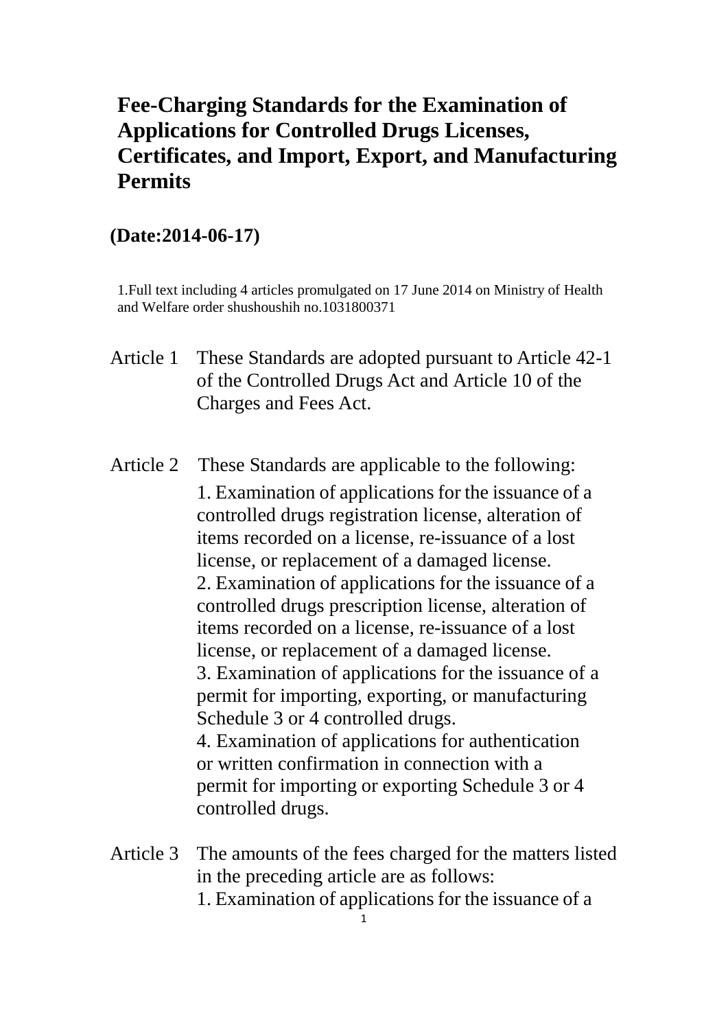# Fee-Charging Standards for the Examination of Applications for Controlled Drugs Licenses, Certificates, and Import, Export, and Manufacturing Permits

## (Date:2014-06-17)

1.Full text including 4 articles promulgated on 17 June 2014 on Ministry of Health and Welfare order shushoushih no.1031800371

Article 1 These Standards are adopted pursuant to Article 42-1 of the Controlled Drugs Act and Article 10 of the Charges and Fees Act.

Article 2 These Standards are applicable to the following:

1. Examination of applications for the issuance of a controlled drugs registration license, alteration of items recorded on a license, re-issuance of a lost license, or replacement of a damaged license.
2. Examination of applications for the issuance of a controlled drugs prescription license, alteration of items recorded on a license, re-issuance of a lost license, or replacement of a damaged license.
3. Examination of applications for the issuance of a permit for importing, exporting, or manufacturing Schedule 3 or 4 controlled drugs.
4. Examination of applications for authentication or written confirmation in connection with a permit for importing or exporting Schedule 3 or 4 controlled drugs.

Article 3 The amounts of the fees charged for the matters listed in the preceding article are as follows:

1. Examination of applications for the issuance of a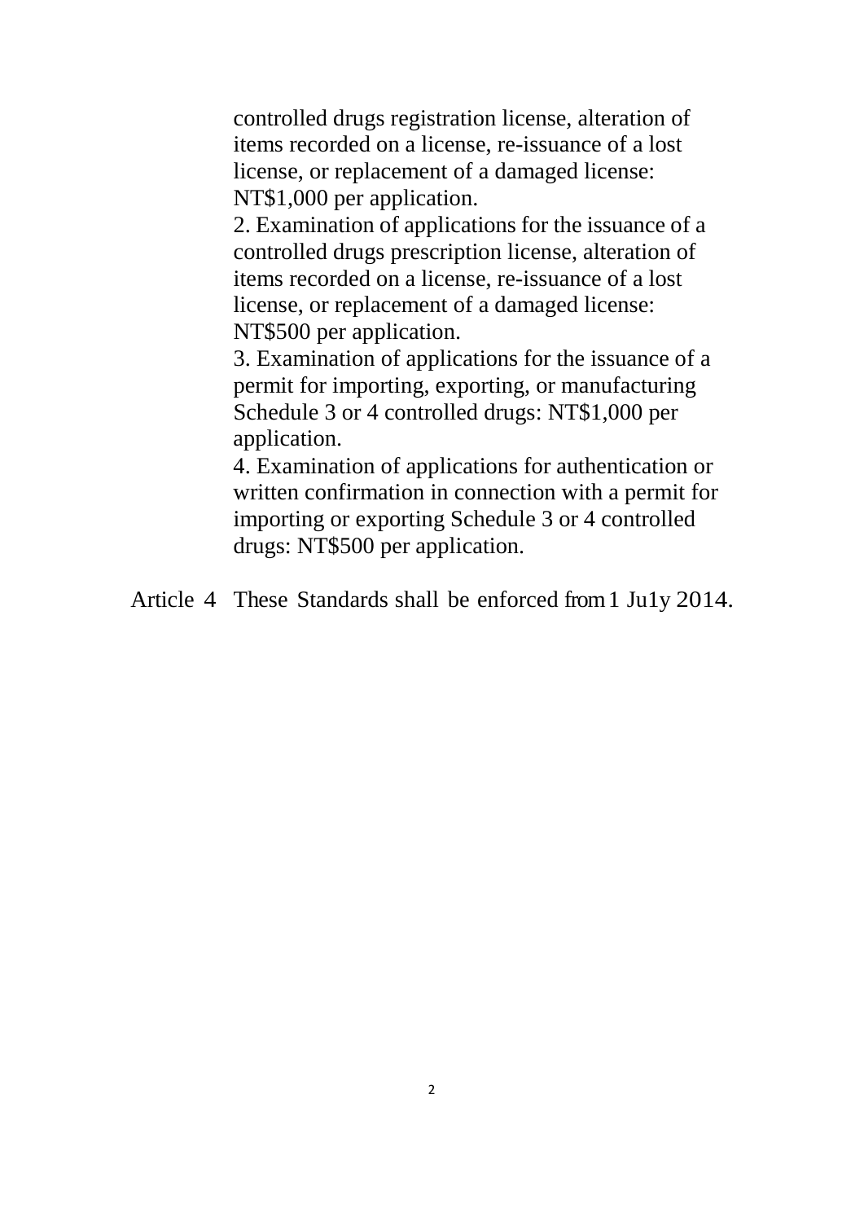controlled drugs registration license, alteration of items recorded on a license, re-issuance of a lost license, or replacement of a damaged license: NT$1,000 per application.

2. Examination of applications for the issuance of a controlled drugs prescription license, alteration of items recorded on a license, re-issuance of a lost license, or replacement of a damaged license: NT$500 per application.

3. Examination of applications for the issuance of a permit for importing, exporting, or manufacturing Schedule 3 or 4 controlled drugs: NT$1,000 per application.

4. Examination of applications for authentication or written confirmation in connection with a permit for importing or exporting Schedule 3 or 4 controlled drugs: NT$500 per application.

Article 4 These Standards shall be enforced from 1 Ju1y 2014.